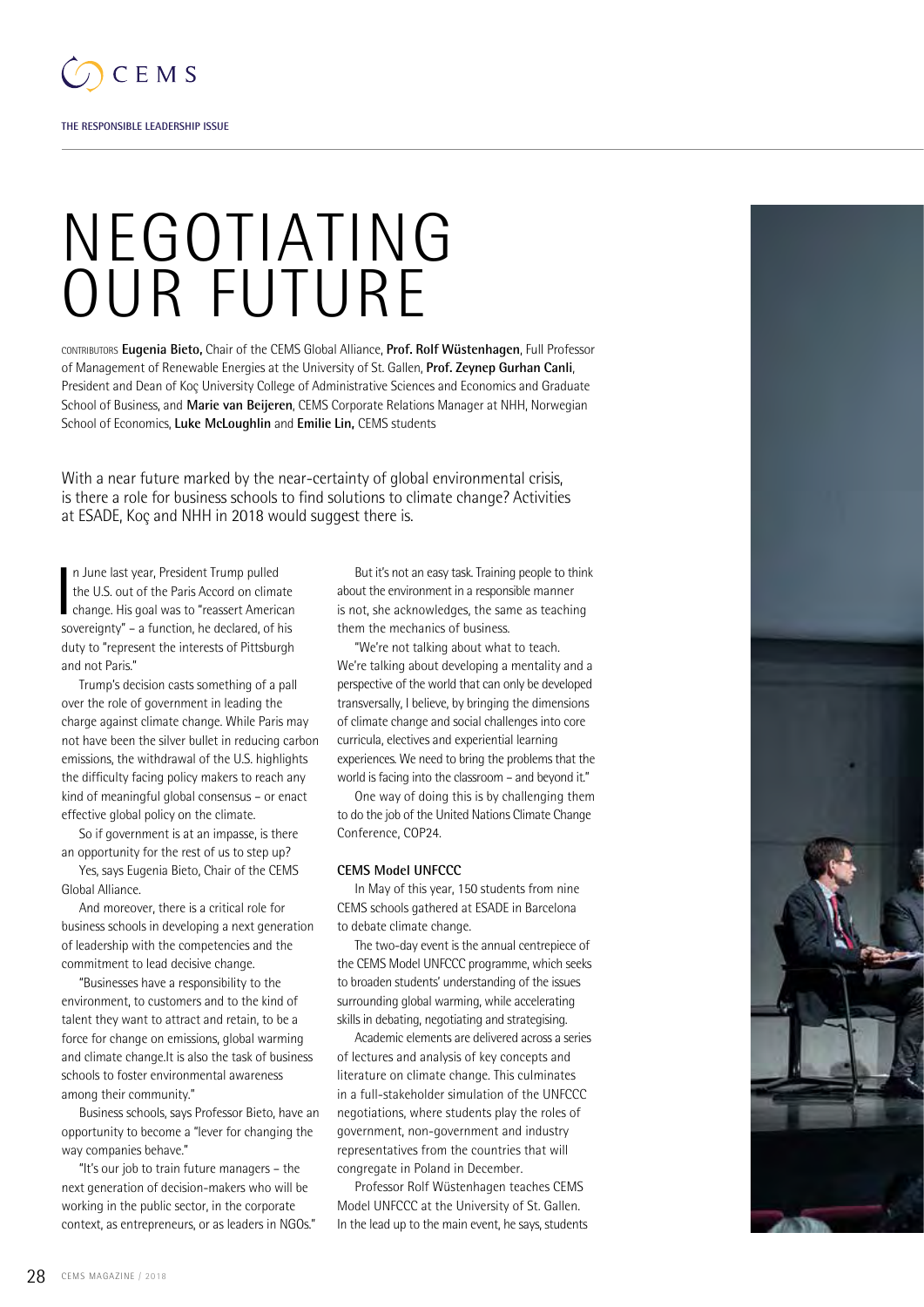# NEGOTIATING OUR FUTURE

CONTRIBUTORS **Eugenia Bieto,** Chair of the CEMS Global Alliance, **Prof. Rolf Wüstenhagen**, Full Professor of Management of Renewable Energies at the University of St. Gallen, **Prof. Zeynep Gurhan Canli**, President and Dean of Koç University College of Administrative Sciences and Economics and Graduate School of Business, and **Marie van Beijeren**, CEMS Corporate Relations Manager at NHH, Norwegian School of Economics, **Luke McLoughlin** and **Emilie Lin,** CEMS students

With a near future marked by the near-certainty of global environmental crisis, is there a role for business schools to find solutions to climate change? Activities at ESADE, Koç and NHH in 2018 would suggest there is.

In June last year, President Trump pulled the U.S. out of the Paris Accord on climate change. His goal was to "reassert American sovereignty" – a function, he declared, of his duty to "represent the interests of Pittsburgh and not Paris."

Trump's decision casts something of a pall over the role of government in leading the charge against climate change. While Paris may not have been the silver bullet in reducing carbon emissions, the withdrawal of the U.S. highlights the difficulty facing policy makers to reach any kind of meaningful global consensus – or enact effective global policy on the climate.

So if government is at an impasse, is there an opportunity for the rest of us to step up?

Yes, says Eugenia Bieto, Chair of the CEMS Global Alliance.

And moreover, there is a critical role for business schools in developing a next generation of leadership with the competencies and the commitment to lead decisive change.

"Businesses have a responsibility to the environment, to customers and to the kind of talent they want to attract and retain, to be a force for change on emissions, global warming and climate change.It is also the task of business schools to foster environmental awareness among their community."

Business schools, says Professor Bieto, have an opportunity to become a "lever for changing the way companies behave."

"It's our job to train future managers – the next generation of decision-makers who will be working in the public sector, in the corporate context, as entrepreneurs, or as leaders in NGOs."

But it's not an easy task. Training people to think about the environment in a responsible manner is not, she acknowledges, the same as teaching them the mechanics of business.

"We're not talking about what to teach. We're talking about developing a mentality and a perspective of the world that can only be developed transversally, I believe, by bringing the dimensions of climate change and social challenges into core curricula, electives and experiential learning experiences. We need to bring the problems that the world is facing into the classroom – and beyond it."

One way of doing this is by challenging them to do the job of the United Nations Climate Change Conference, COP24.

**CEMS Model UNFCCC**

In May of this year, 150 students from nine CEMS schools gathered at ESADE in Barcelona to debate climate change.

The two-day event is the annual centrepiece of the CEMS Model UNFCCC programme, which seeks to broaden students' understanding of the issues surrounding global warming, while accelerating skills in debating, negotiating and strategising.

Academic elements are delivered across a series of lectures and analysis of key concepts and literature on climate change. This culminates in a full-stakeholder simulation of the UNFCCC negotiations, where students play the roles of government, non-government and industry representatives from the countries that will congregate in Poland in December.

Professor Rolf Wüstenhagen teaches CEMS Model UNFCCC at the University of St. Gallen. In the lead up to the main event, he says, students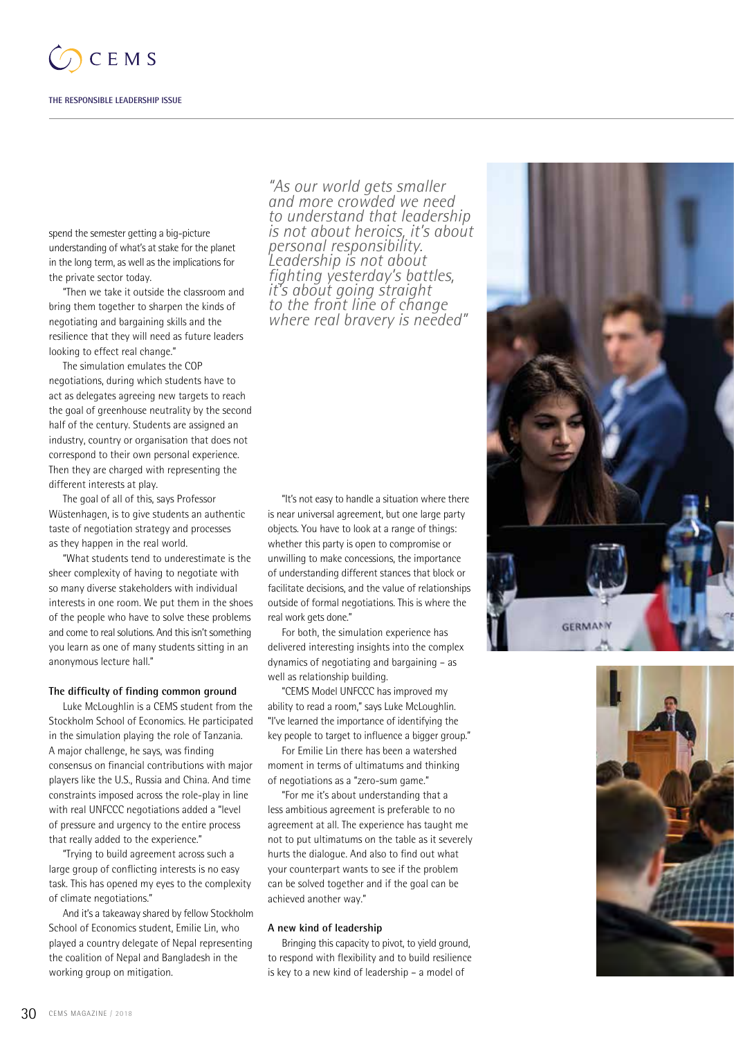spend the semester getting a big-picture understanding of what's at stake for the planet in the long term, as well as the implications for the private sector today.

"Then we take it outside the classroom and bring them together to sharpen the kinds of negotiating and bargaining skills and the resilience that they will need as future leaders looking to effect real change."

The simulation emulates the COP negotiations, during which students have to act as delegates agreeing new targets to reach the goal of greenhouse neutrality by the second half of the century. Students are assigned an industry, country or organisation that does not correspond to their own personal experience. Then they are charged with representing the different interests at play.

The goal of all of this, says Professor Wüstenhagen, is to give students an authentic taste of negotiation strategy and processes as they happen in the real world.

"What students tend to underestimate is the sheer complexity of having to negotiate with so many diverse stakeholders with individual interests in one room. We put them in the shoes of the people who have to solve these problems and come to real solutions. And this isn't something you learn as one of many students sitting in an anonymous lecture hall."

### The difficulty of finding common ground

Luke McLoughlin is a CEMS student from the Stockholm School of Economics. He participated in the simulation playing the role of Tanzania. A major challenge, he says, was finding consensus on financial contributions with major players like the U.S., Russia and China. And time constraints imposed across the role-play in line with real UNFCCC negotiations added a "level of pressure and urgency to the entire process that really added to the experience."

"Trying to build agreement across such a large group of conflicting interests is no easy task. This has opened my eyes to the complexity of climate negotiations."

And it's a takeaway shared by fellow Stockholm School of Economics student, Emilie Lin, who played a country delegate of Nepal representing the coalition of Nepal and Bangladesh in the working group on mitigation.

*"As our world gets smaller and more crowded we need to understand that leadership is not about heroics, it's about personal responsibility. Leadership is not about fighting yesterday's battles, it's about going straight to the front line of change where real bravery is needed"*

"It's not easy to handle a situation where there is near universal agreement, but one large party objects. You have to look at a range of things: whether this party is open to compromise or unwilling to make concessions, the importance of understanding different stances that block or facilitate decisions, and the value of relationships outside of formal negotiations. This is where the real work gets done."

For both, the simulation experience has delivered interesting insights into the complex dynamics of negotiating and bargaining – as well as relationship building.

"CEMS Model UNFCCC has improved my ability to read a room," says Luke McLoughlin. "I've learned the importance of identifying the key people to target to influence a bigger group."

For Emilie Lin there has been a watershed moment in terms of ultimatums and thinking of negotiations as a "zero-sum game."

"For me it's about understanding that a less ambitious agreement is preferable to no agreement at all. The experience has taught me not to put ultimatums on the table as it severely hurts the dialogue. And also to find out what your counterpart wants to see if the problem can be solved together and if the goal can be achieved another way."

### A new kind of leadership

Bringing this capacity to pivot, to yield ground, to respond with flexibility and to build resilience is key to a new kind of leadership – a model of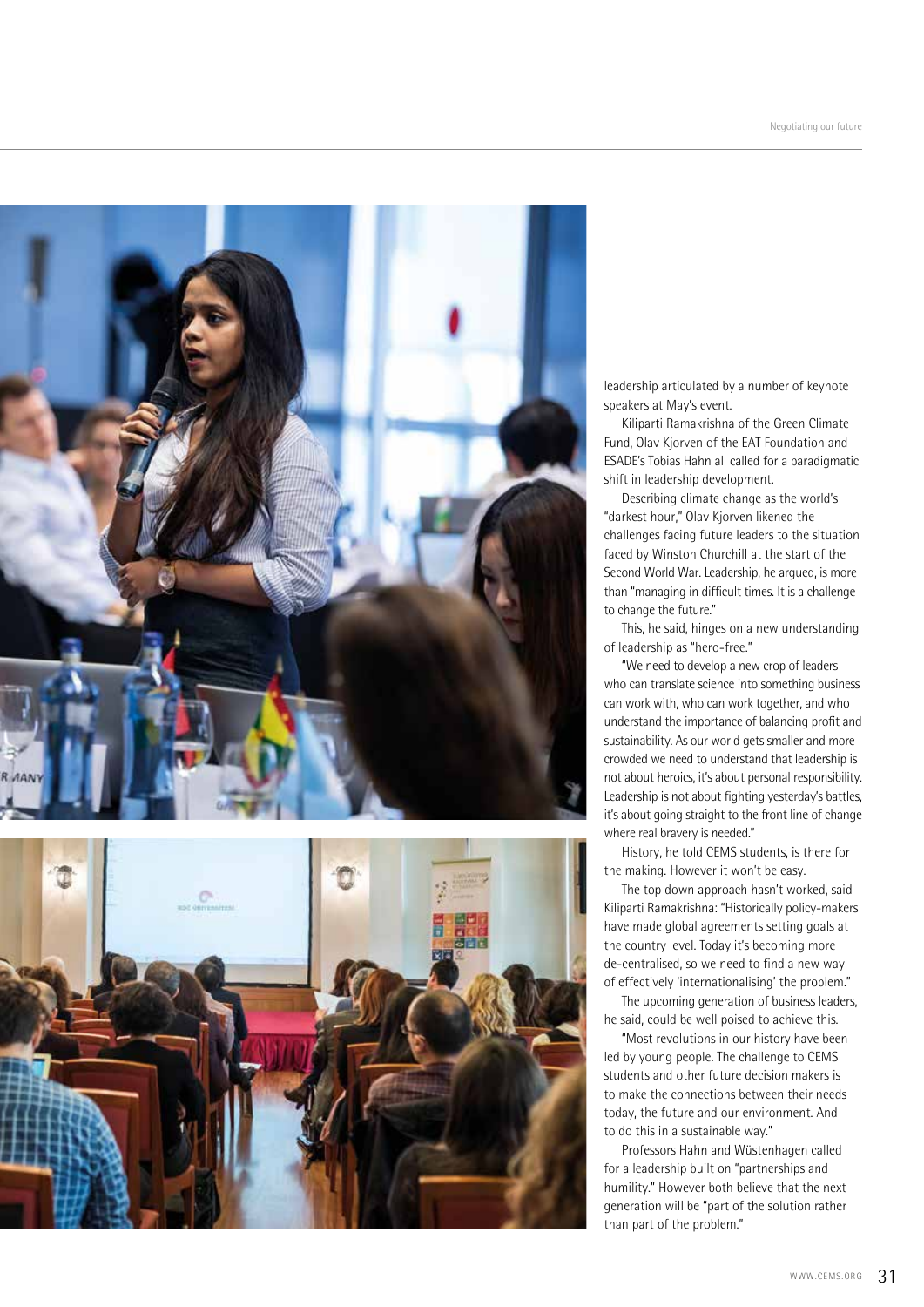leadership articulated by a number of keynote speakers at May's event.

Kiliparti Ramakrishna of the Green Climate Fund, Olav Kjorven of the EAT Foundation and ESADE's Tobias Hahn all called for a paradigmatic shift in leadership development.

Describing climate change as the world's "darkest hour," Olav Kjorven likened the challenges facing future leaders to the situation faced by Winston Churchill at the start of the Second World War. Leadership, he argued, is more than "managing in difficult times. It is a challenge to change the future."

This, he said, hinges on a new understanding of leadership as "hero-free."

"We need to develop a new crop of leaders who can translate science into something business can work with, who can work together, and who understand the importance of balancing profit and sustainability. As our world gets smaller and more crowded we need to understand that leadership is not about heroics, it's about personal responsibility. Leadership is not about fighting yesterday's battles, it's about going straight to the front line of change where real bravery is needed."

History, he told CEMS students, is there for the making. However it won't be easy.

The top down approach hasn't worked, said Kiliparti Ramakrishna: "Historically policy-makers have made global agreements setting goals at the country level. Today it's becoming more de-centralised, so we need to find a new way of effectively 'internationalising' the problem."

The upcoming generation of business leaders, he said, could be well poised to achieve this.

"Most revolutions in our history have been led by young people. The challenge to CEMS students and other future decision makers is to make the connections between their needs today, the future and our environment. And to do this in a sustainable way."

Professors Hahn and Wüstenhagen called for a leadership built on "partnerships and humility." However both believe that the next generation will be "part of the solution rather than part of the problem."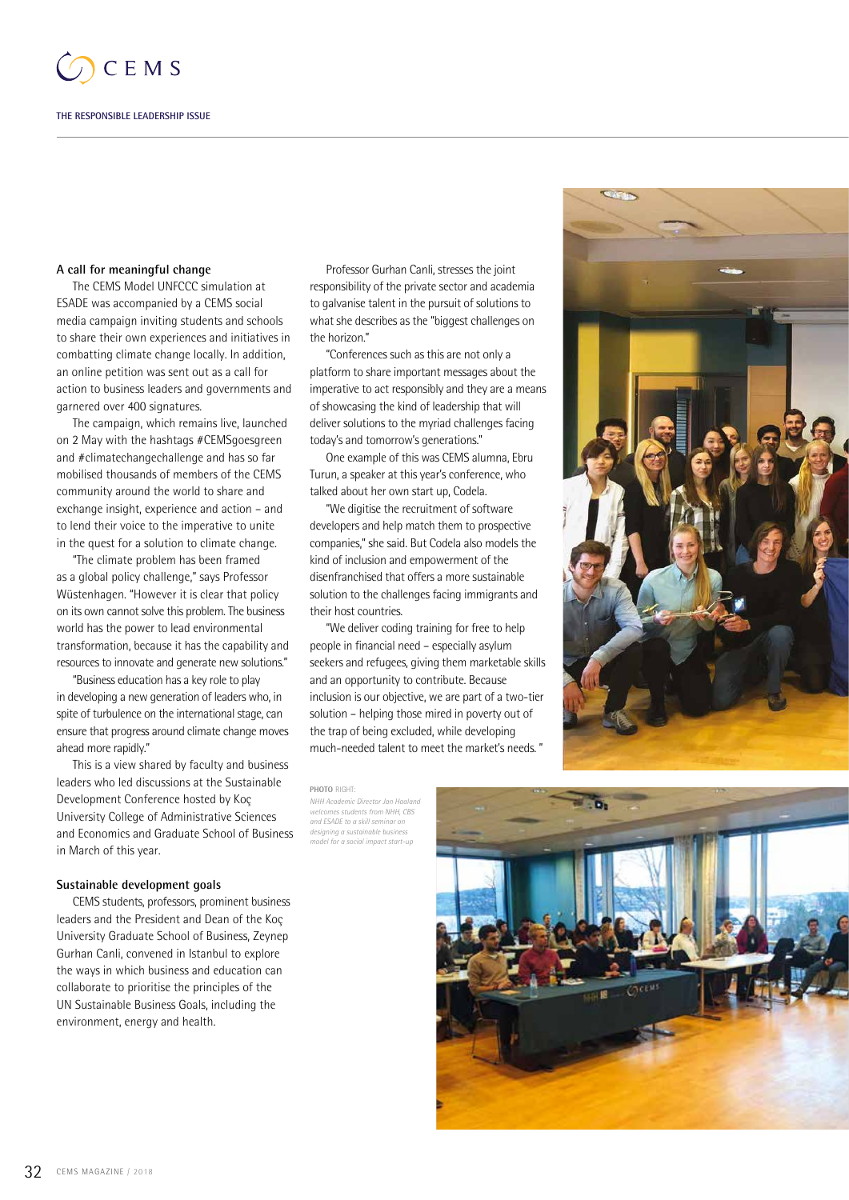## A call for meaningful change

The CEMS Model UNFCCC simulation at ESADE was accompanied by a CEMS social media campaign inviting students and schools to share their own experiences and initiatives in combatting climate change locally. In addition, an online petition was sent out as a call for action to business leaders and governments and garnered over 400 signatures.

The campaign, which remains live, launched on 2 May with the hashtags #CEMSgoesgreen and #climatechangechallenge and has so far mobilised thousands of members of the CEMS community around the world to share and exchange insight, experience and action – and to lend their voice to the imperative to unite in the quest for a solution to climate change.

"The climate problem has been framed as a global policy challenge," says Professor Wüstenhagen. "However it is clear that policy on its own cannot solve this problem. The business world has the power to lead environmental transformation, because it has the capability and resources to innovate and generate new solutions."

"Business education has a key role to play in developing a new generation of leaders who, in spite of turbulence on the international stage, can ensure that progress around climate change moves ahead more rapidly."

This is a view shared by faculty and business leaders who led discussions at the Sustainable Development Conference hosted by Koç University College of Administrative Sciences and Economics and Graduate School of Business in March of this year.

## Sustainable development goals

CEMS students, professors, prominent business leaders and the President and Dean of the Koç University Graduate School of Business, Zeynep Gurhan Canli, convened in Istanbul to explore the ways in which business and education can collaborate to prioritise the principles of the UN Sustainable Business Goals, including the environment, energy and health.

Professor Gurhan Canli, stresses the joint responsibility of the private sector and academia to galvanise talent in the pursuit of solutions to what she describes as the "biggest challenges on the horizon."

"Conferences such as this are not only a platform to share important messages about the imperative to act responsibly and they are a means of showcasing the kind of leadership that will deliver solutions to the myriad challenges facing today's and tomorrow's generations."

One example of this was CEMS alumna, Ebru Turun, a speaker at this year's conference, who talked about her own start up, Codela.

"We digitise the recruitment of software developers and help match them to prospective companies," she said. But Codela also models the kind of inclusion and empowerment of the disenfranchised that offers a more sustainable solution to the challenges facing immigrants and their host countries.

"We deliver coding training for free to help people in financial need – especially asylum seekers and refugees, giving them marketable skills and an opportunity to contribute. Because inclusion is our objective, we are part of a two-tier solution – helping those mired in poverty out of the trap of being excluded, while developing much-needed talent to meet the market's needs."

**PHOTO** RIGHT:
*NHH Academic Director Jan Haaland welcomes students from NHH, CBS and ESADE to a skill seminar on designing a sustainable business model for a social impact start-up*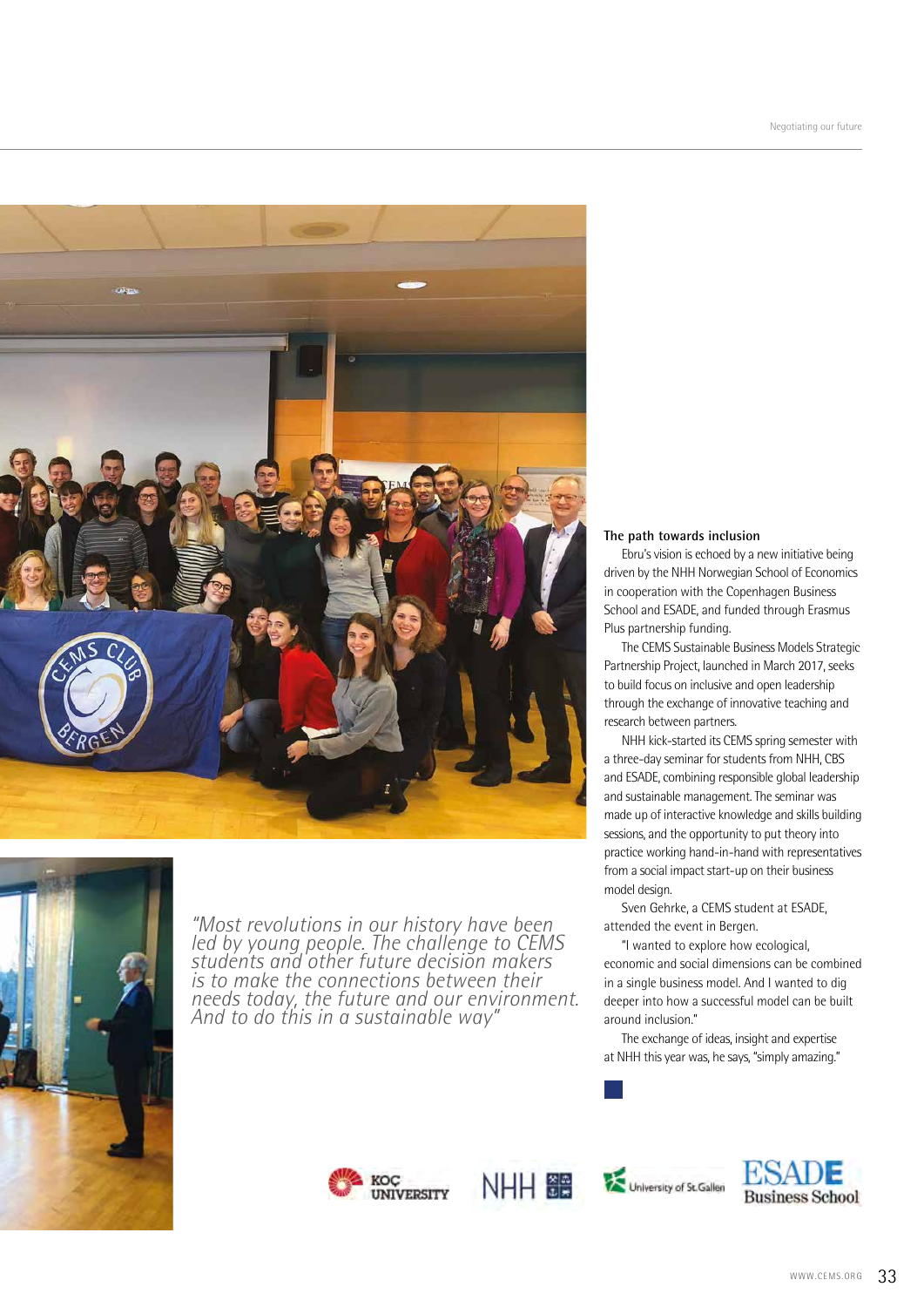*"Most revolutions in our history have been led by young people. The challenge to CEMS students and other future decision makers is to make the connections between their needs today, the future and our environment. And to do this in a sustainable way"*

**The path towards inclusion**

Ebru's vision is echoed by a new initiative being driven by the NHH Norwegian School of Economics in cooperation with the Copenhagen Business School and ESADE, and funded through Erasmus Plus partnership funding.

The CEMS Sustainable Business Models Strategic Partnership Project, launched in March 2017, seeks to build focus on inclusive and open leadership through the exchange of innovative teaching and research between partners.

NHH kick-started its CEMS spring semester with a three-day seminar for students from NHH, CBS and ESADE, combining responsible global leadership and sustainable management. The seminar was made up of interactive knowledge and skills building sessions, and the opportunity to put theory into practice working hand-in-hand with representatives from a social impact start-up on their business model design.

Sven Gehrke, a CEMS student at ESADE, attended the event in Bergen.

"I wanted to explore how ecological, economic and social dimensions can be combined in a single business model. And I wanted to dig deeper into how a successful model can be built around inclusion."

The exchange of ideas, insight and expertise at NHH this year was, he says, "simply amazing."